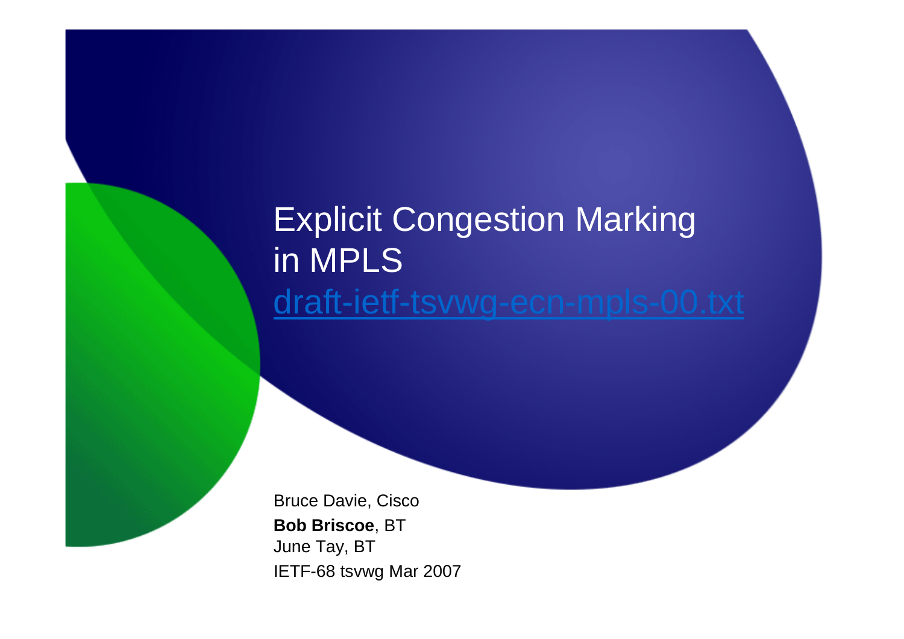# Explicit Congestion Marking in MPLS

draft-ietf-tsvwg-ecn-mpls-00.txt

Bruce Davie, Cisco

**Bob Briscoe**, BT

June Tay, BT

IETF-68 tsvwg Mar 2007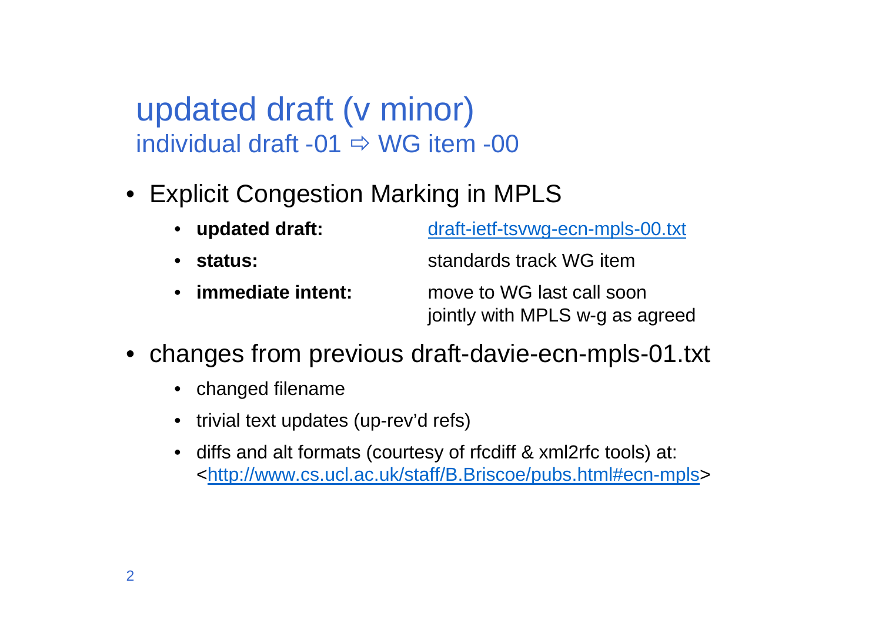# updated draft (v minor)

## individual draft -01 ⇨ WG item -00

- Explicit Congestion Marking in MPLS
  - **updated draft:** draft-ietf-tsvwg-ecn-mpls-00.txt
  - **status:** standards track WG item
  - **immediate intent:** move to WG last call soon jointly with MPLS w-g as agreed
- changes from previous draft-davie-ecn-mpls-01.txt
  - changed filename
  - trivial text updates (up-rev'd refs)
  - diffs and alt formats (courtesy of rfcdiff & xml2rfc tools) at: <http://www.cs.ucl.ac.uk/staff/B.Briscoe/pubs.html#ecn-mpls>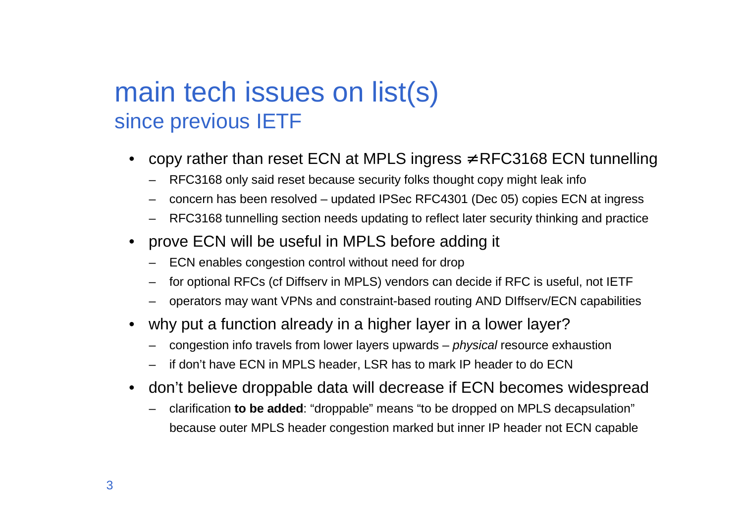# main tech issues on list(s)

## since previous IETF

- copy rather than reset ECN at MPLS ingress ≠ RFC3168 ECN tunnelling
  - RFC3168 only said reset because security folks thought copy might leak info
  - concern has been resolved – updated IPSec RFC4301 (Dec 05) copies ECN at ingress
  - RFC3168 tunnelling section needs updating to reflect later security thinking and practice
- prove ECN will be useful in MPLS before adding it
  - ECN enables congestion control without need for drop
  - for optional RFCs (cf Diffserv in MPLS) vendors can decide if RFC is useful, not IETF
  - operators may want VPNs and constraint-based routing AND DIffserv/ECN capabilities
- why put a function already in a higher layer in a lower layer?
  - congestion info travels from lower layers upwards – *physical* resource exhaustion
  - if don't have ECN in MPLS header, LSR has to mark IP header to do ECN
- don't believe droppable data will decrease if ECN becomes widespread
  - clarification **to be added**: "droppable" means "to be dropped on MPLS decapsulation" because outer MPLS header congestion marked but inner IP header not ECN capable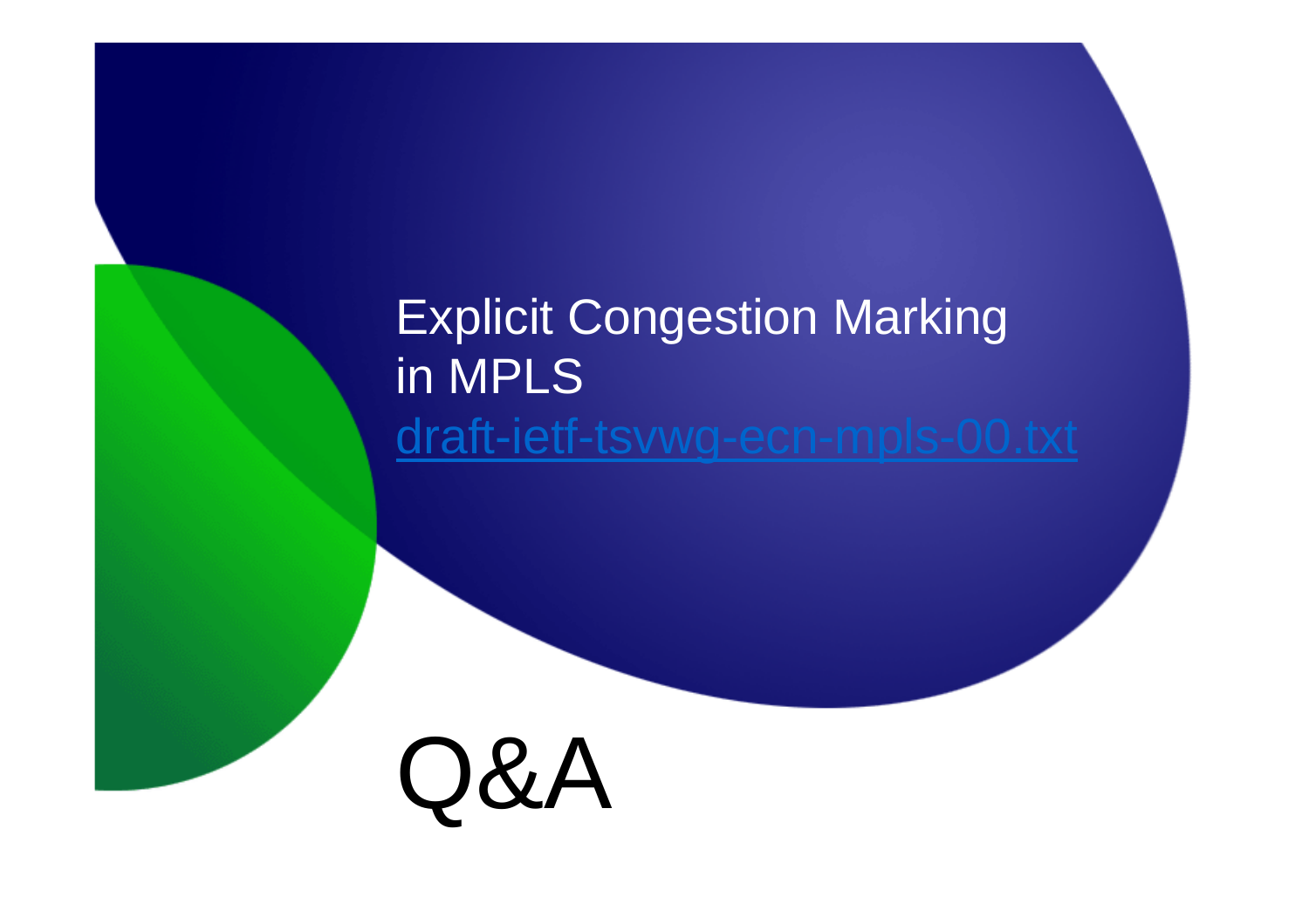Explicit Congestion Marking in MPLS

draft-ietf-tsvwg-ecn-mpls-00.txt

# Q&A